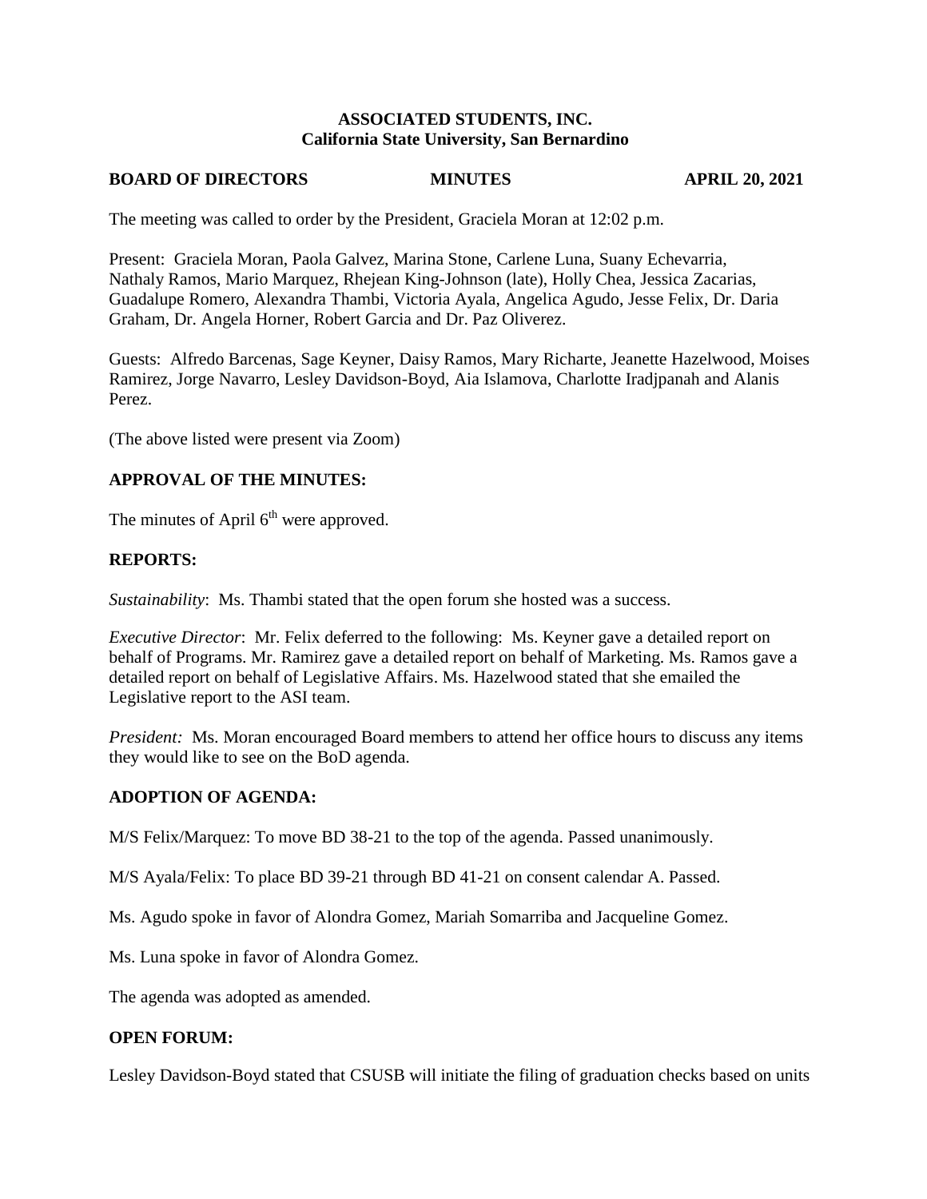**ASSOCIATED STUDENTS, INC.**
**California State University, San Bernardino**

**BOARD OF DIRECTORS MINUTES APRIL 20, 2021**

The meeting was called to order by the President, Graciela Moran at 12:02 p.m.

Present: Graciela Moran, Paola Galvez, Marina Stone, Carlene Luna, Suany Echevarria, Nathaly Ramos, Mario Marquez, Rhejean King-Johnson (late), Holly Chea, Jessica Zacarias, Guadalupe Romero, Alexandra Thambi, Victoria Ayala, Angelica Agudo, Jesse Felix, Dr. Daria Graham, Dr. Angela Horner, Robert Garcia and Dr. Paz Oliverez.

Guests: Alfredo Barcenas, Sage Keyner, Daisy Ramos, Mary Richarte, Jeanette Hazelwood, Moises Ramirez, Jorge Navarro, Lesley Davidson-Boyd, Aia Islamova, Charlotte Iradjpanah and Alanis Perez.

(The above listed were present via Zoom)

## APPROVAL OF THE MINUTES:

The minutes of April 6th were approved.

## REPORTS:

*Sustainability*: Ms. Thambi stated that the open forum she hosted was a success.

*Executive Director*: Mr. Felix deferred to the following: Ms. Keyner gave a detailed report on behalf of Programs. Mr. Ramirez gave a detailed report on behalf of Marketing. Ms. Ramos gave a detailed report on behalf of Legislative Affairs. Ms. Hazelwood stated that she emailed the Legislative report to the ASI team.

*President:* Ms. Moran encouraged Board members to attend her office hours to discuss any items they would like to see on the BoD agenda.

## ADOPTION OF AGENDA:

M/S Felix/Marquez: To move BD 38-21 to the top of the agenda. Passed unanimously.

M/S Ayala/Felix: To place BD 39-21 through BD 41-21 on consent calendar A. Passed.

Ms. Agudo spoke in favor of Alondra Gomez, Mariah Somarriba and Jacqueline Gomez.

Ms. Luna spoke in favor of Alondra Gomez.

The agenda was adopted as amended.

## OPEN FORUM:

Lesley Davidson-Boyd stated that CSUSB will initiate the filing of graduation checks based on units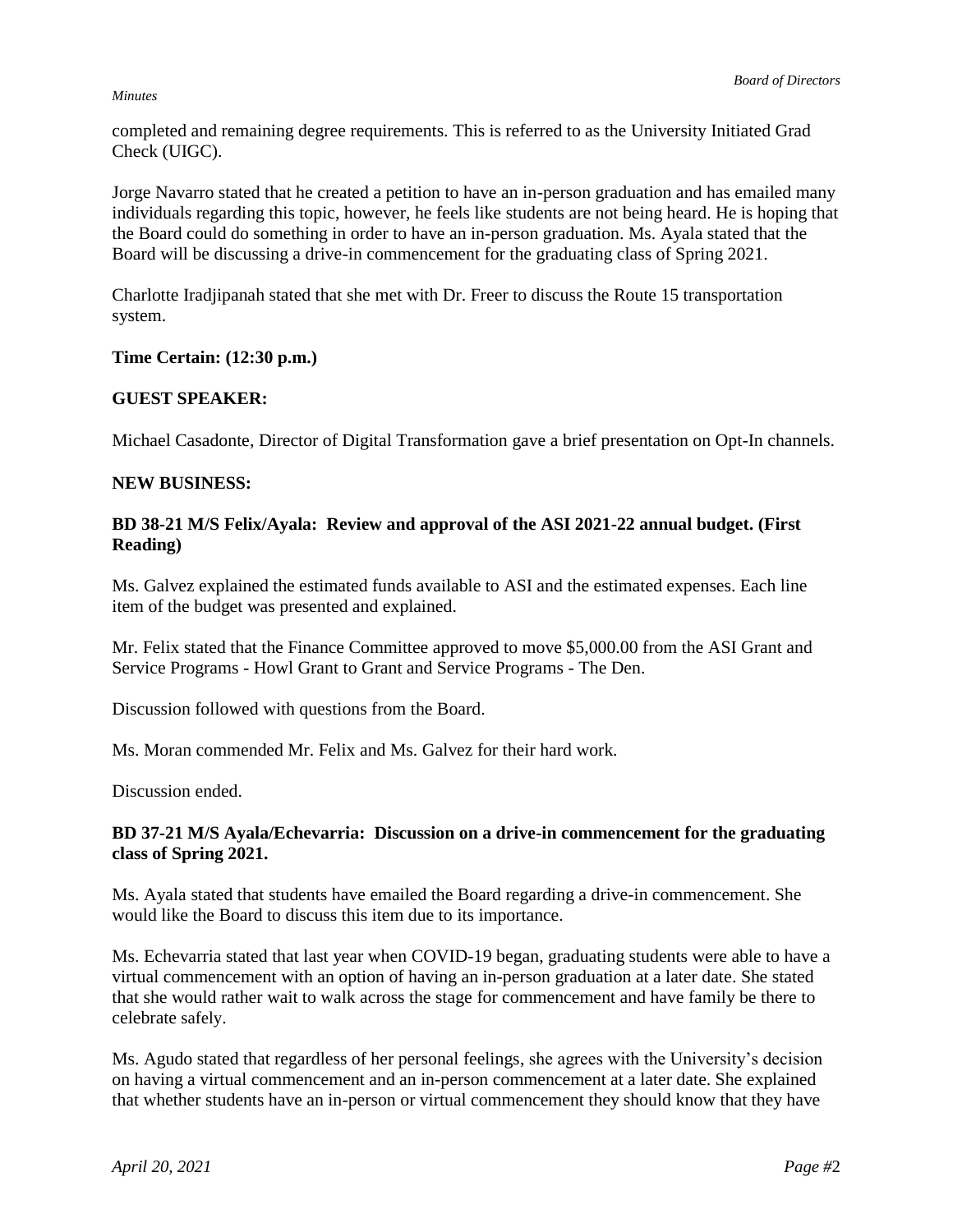completed and remaining degree requirements. This is referred to as the University Initiated Grad Check (UIGC).

Jorge Navarro stated that he created a petition to have an in-person graduation and has emailed many individuals regarding this topic, however, he feels like students are not being heard. He is hoping that the Board could do something in order to have an in-person graduation. Ms. Ayala stated that the Board will be discussing a drive-in commencement for the graduating class of Spring 2021.

Charlotte Iradjipanah stated that she met with Dr. Freer to discuss the Route 15 transportation system.

**Time Certain: (12:30 p.m.)**

**GUEST SPEAKER:**

Michael Casadonte, Director of Digital Transformation gave a brief presentation on Opt-In channels.

**NEW BUSINESS:**

**BD 38-21 M/S Felix/Ayala: Review and approval of the ASI 2021-22 annual budget. (First Reading)**

Ms. Galvez explained the estimated funds available to ASI and the estimated expenses. Each line item of the budget was presented and explained.

Mr. Felix stated that the Finance Committee approved to move $5,000.00 from the ASI Grant and Service Programs - Howl Grant to Grant and Service Programs - The Den.

Discussion followed with questions from the Board.

Ms. Moran commended Mr. Felix and Ms. Galvez for their hard work.

Discussion ended.

**BD 37-21 M/S Ayala/Echevarria: Discussion on a drive-in commencement for the graduating class of Spring 2021.**

Ms. Ayala stated that students have emailed the Board regarding a drive-in commencement. She would like the Board to discuss this item due to its importance.

Ms. Echevarria stated that last year when COVID-19 began, graduating students were able to have a virtual commencement with an option of having an in-person graduation at a later date. She stated that she would rather wait to walk across the stage for commencement and have family be there to celebrate safely.

Ms. Agudo stated that regardless of her personal feelings, she agrees with the University's decision on having a virtual commencement and an in-person commencement at a later date. She explained that whether students have an in-person or virtual commencement they should know that they have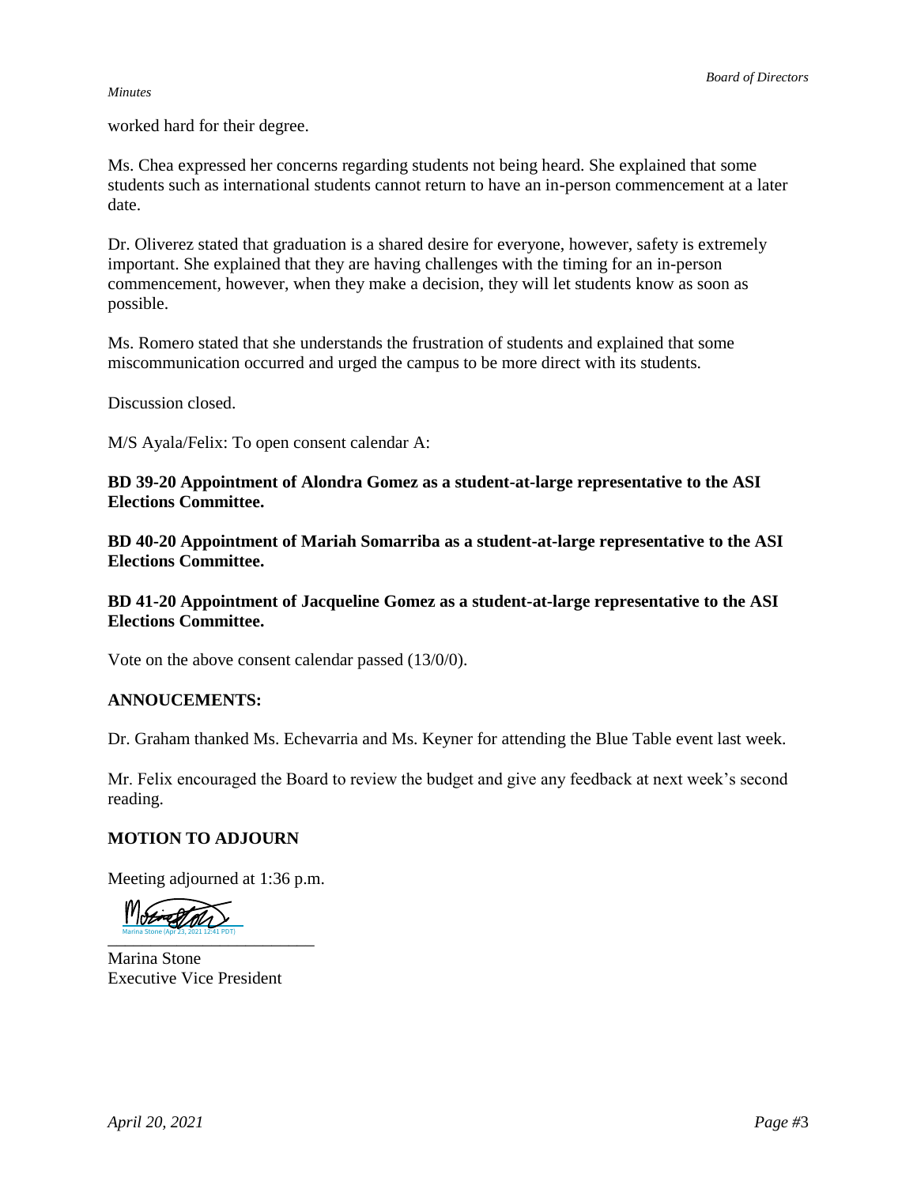worked hard for their degree.

Ms. Chea expressed her concerns regarding students not being heard. She explained that some students such as international students cannot return to have an in-person commencement at a later date.

Dr. Oliverez stated that graduation is a shared desire for everyone, however, safety is extremely important. She explained that they are having challenges with the timing for an in-person commencement, however, when they make a decision, they will let students know as soon as possible.

Ms. Romero stated that she understands the frustration of students and explained that some miscommunication occurred and urged the campus to be more direct with its students.

Discussion closed.

M/S Ayala/Felix: To open consent calendar A:

**BD 39-20 Appointment of Alondra Gomez as a student-at-large representative to the ASI Elections Committee.**

**BD 40-20 Appointment of Mariah Somarriba as a student-at-large representative to the ASI Elections Committee.**

**BD 41-20 Appointment of Jacqueline Gomez as a student-at-large representative to the ASI Elections Committee.**

Vote on the above consent calendar passed (13/0/0).

**ANNOUCEMENTS:**

Dr. Graham thanked Ms. Echevarria and Ms. Keyner for attending the Blue Table event last week.

Mr. Felix encouraged the Board to review the budget and give any feedback at next week's second reading.

**MOTION TO ADJOURN**

Meeting adjourned at 1:36 p.m.

Marina Stone (Apr 23, 2021 12:41 PDT)

\_\_\_\_\_\_\_\_\_\_\_\_\_\_\_\_\_\_\_\_\_\_\_\_\_\_\_

Marina Stone
Executive Vice President